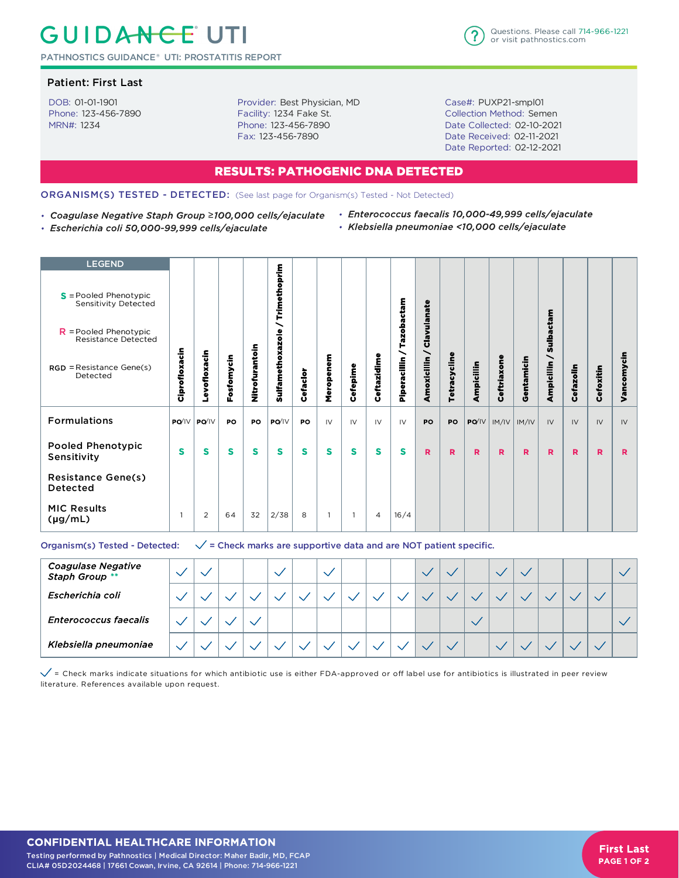# GUIDANCE® UTI

PATHNOSTICS GUIDANCE® UTI: PROSTATITIS REPORT

Questions. Please call 714-966-1221 or visit pathnostics.com

## Patient: First Last

DOB: 01-01-1901
Phone: 123-456-7890
MRN#: 1234

Provider: Best Physician, MD
Facility: 1234 Fake St.
Phone: 123-456-7890
Fax: 123-456-7890

Case#: PUXP21-smpl01
Collection Method: Semen
Date Collected: 02-10-2021
Date Received: 02-11-2021
Date Reported: 02-12-2021

## RESULTS: PATHOGENIC DNA DETECTED

**ORGANISM(S) TESTED - DETECTED:** (See last page for Organism(s) Tested - Not Detected)

- *Coagulase Negative Staph Group ≥100,000 cells/ejaculate*
- *Escherichia coli 50,000-99,999 cells/ejaculate*
- *Enterococcus faecalis 10,000-49,999 cells/ejaculate*
- *Klebsiella pneumoniae <10,000 cells/ejaculate*

**LEGEND**

- **S** = Pooled Phenotypic Sensitivity Detected
- **R** = Pooled Phenotypic Resistance Detected
- **RGD** = Resistance Gene(s) Detected

| | Ciprofloxacin | Levofloxacin | Fosfomycin | Nitrofurantoin | Sulfamethoxazole / Trimethoprim | Cefaclor | Meropenem | Cefepime | Ceftazidime | Piperacillin / Tazobactam | Amoxicillin / Clavulanate | Tetracycline | Ampicillin | Ceftriaxone | Gentamicin | Ampicillin / Sulbactam | Cefazolin | Cefoxitin | Vancomycin |
|---|---|---|---|---|---|---|---|---|---|---|---|---|---|---|---|---|---|---|---|
| Formulations | PO/IV | PO/IV | PO | PO | PO/IV | PO | IV | IV | IV | IV | PO | PO | PO/IV | IM/IV | IM/IV | IV | IV | IV | IV |
| Pooled Phenotypic Sensitivity | S | S | S | S | S | S | S | S | S | S | R | R | R | R | R | R | R | R | R |
| Resistance Gene(s) Detected | | | | | | | | | | | | | | | | | | | |
| MIC Results (μg/mL) | 1 | 2 | 64 | 32 | 2/38 | 8 | 1 | 1 | 4 | 16/4 | | | | | | | | | |

**Organism(s) Tested - Detected:** ✓ = Check marks are supportive data and are NOT patient specific.

| | Ciprofloxacin | Levofloxacin | Fosfomycin | Nitrofurantoin | Sulfamethoxazole / Trimethoprim | Cefaclor | Meropenem | Cefepime | Ceftazidime | Piperacillin / Tazobactam | Amoxicillin / Clavulanate | Tetracycline | Ampicillin | Ceftriaxone | Gentamicin | Ampicillin / Sulbactam | Cefazolin | Cefoxitin | Vancomycin |
|---|---|---|---|---|---|---|---|---|---|---|---|---|---|---|---|---|---|---|---|
| *Coagulase Negative Staph Group* ** | ✓ | ✓ | | | ✓ | | ✓ | | | | ✓ | ✓ | | ✓ | ✓ | | | | ✓ |
| *Escherichia coli* | ✓ | ✓ | ✓ | ✓ | ✓ | ✓ | ✓ | ✓ | ✓ | ✓ | ✓ | ✓ | ✓ | ✓ | ✓ | ✓ | ✓ | ✓ | |
| *Enterococcus faecalis* | ✓ | ✓ | ✓ | ✓ | | | | | | | | | ✓ | | | | | | ✓ |
| *Klebsiella pneumoniae* | ✓ | ✓ | ✓ | ✓ | ✓ | ✓ | ✓ | ✓ | ✓ | ✓ | ✓ | ✓ | | ✓ | ✓ | ✓ | ✓ | ✓ | |

✓ = Check marks indicate situations for which antibiotic use is either FDA-approved or off label use for antibiotics is illustrated in peer review literature. References available upon request.

**CONFIDENTIAL HEALTHCARE INFORMATION**

Testing performed by Pathnostics | Medical Director: Maher Badir, MD, FCAP
CLIA# 05D2024468 | 17661 Cowan, Irvine, CA 92614 | Phone: 714-966-1221

First Last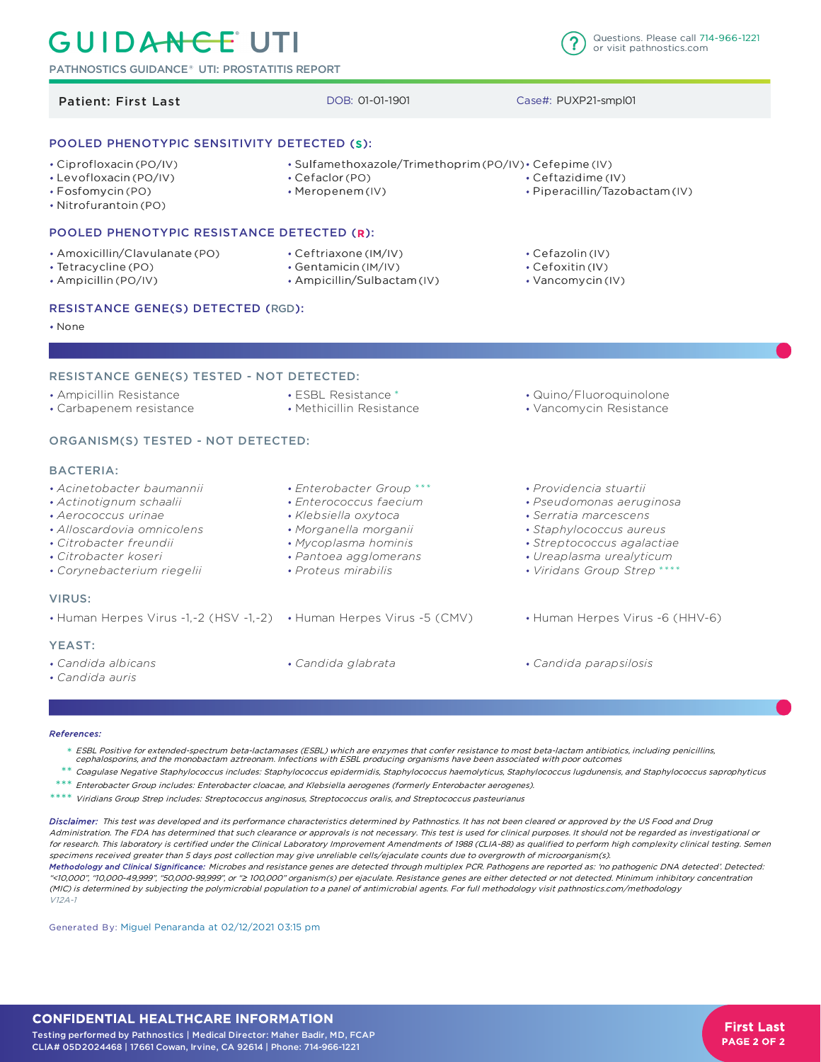# GUIDANCE® UTI

PATHNOSTICS GUIDANCE® UTI: PROSTATITIS REPORT

Questions. Please call 714-966-1221 or visit pathnostics.com

**Patient:** First Last | DOB: 01-01-1901 | Case#: PUXP21-smpl01

## POOLED PHENOTYPIC SENSITIVITY DETECTED (S):

- Ciprofloxacin (PO/IV)
- Levofloxacin (PO/IV)
- Fosfomycin (PO)
- Nitrofurantoin (PO)
- Sulfamethoxazole/Trimethoprim (PO/IV)
- Cefaclor (PO)
- Meropenem (IV)
- Cefepime (IV)
- Ceftazidime (IV)
- Piperacillin/Tazobactam (IV)

## POOLED PHENOTYPIC RESISTANCE DETECTED (R):

- Amoxicillin/Clavulanate (PO)
- Tetracycline (PO)
- Ampicillin (PO/IV)
- Ceftriaxone (IM/IV)
- Gentamicin (IM/IV)
- Ampicillin/Sulbactam (IV)
- Cefazolin (IV)
- Cefoxitin (IV)
- Vancomycin (IV)

## RESISTANCE GENE(S) DETECTED (RGD):

- None

## RESISTANCE GENE(S) TESTED - NOT DETECTED:

- Ampicillin Resistance
- Carbapenem resistance
- ESBL Resistance *
- Methicillin Resistance
- Quino/Fluoroquinolone
- Vancomycin Resistance

## ORGANISM(S) TESTED - NOT DETECTED:

### BACTERIA:

- *Acinetobacter baumannii*
- *Actinotignum schaalii*
- *Aerococcus urinae*
- *Alloscardovia omnicolens*
- *Citrobacter freundii*
- *Citrobacter koseri*
- *Corynebacterium riegelii*
- *Enterobacter Group* ***
- *Enterococcus faecium*
- *Klebsiella oxytoca*
- *Morganella morganii*
- *Mycoplasma hominis*
- *Pantoea agglomerans*
- *Proteus mirabilis*
- *Providencia stuartii*
- *Pseudomonas aeruginosa*
- *Serratia marcescens*
- *Staphylococcus aureus*
- *Streptococcus agalactiae*
- *Ureaplasma urealyticum*
- *Viridans Group Strep* ****

### VIRUS:

- Human Herpes Virus -1,-2 (HSV -1,-2)
- Human Herpes Virus -5 (CMV)
- Human Herpes Virus -6 (HHV-6)

### YEAST:

- *Candida albicans*
- *Candida auris*
- *Candida glabrata*
- *Candida parapsilosis*

***References:***

\* *ESBL Positive for extended-spectrum beta-lactamases (ESBL) which are enzymes that confer resistance to most beta-lactam antibiotics, including penicillins, cephalosporins, and the monobactam aztreonam. Infections with ESBL producing organisms have been associated with poor outcomes*

** *Coagulase Negative Staphylococcus includes: Staphylococcus epidermidis, Staphylococcus haemolyticus, Staphylococcus lugdunensis, and Staphylococcus saprophyticus*

*** *Enterobacter Group includes: Enterobacter cloacae, and Klebsiella aerogenes (formerly Enterobacter aerogenes).*

**** *Viridians Group Strep includes: Streptococcus anginosus, Streptococcus oralis, and Streptococcus pasteurianus*

***Disclaimer:*** *This test was developed and its performance characteristics determined by Pathnostics. It has not been cleared or approved by the US Food and Drug Administration. The FDA has determined that such clearance or approvals is not necessary. This test is used for clinical purposes. It should not be regarded as investigational or for research. This laboratory is certified under the Clinical Laboratory Improvement Amendments of 1988 (CLIA-88) as qualified to perform high complexity clinical testing. Semen specimens received greater than 5 days post collection may give unreliable cells/ejaculate counts due to overgrowth of microorganism(s).*

***Methodology and Clinical Significance:*** *Microbes and resistance genes are detected through multiplex PCR. Pathogens are reported as: 'no pathogenic DNA detected'. Detected: "<10,000", "10,000-49,999", "50,000-99,999", or "≥ 100,000" organism(s) per ejaculate. Resistance genes are either detected or not detected. Minimum inhibitory concentration (MIC) is determined by subjecting the polymicrobial population to a panel of antimicrobial agents. For full methodology visit pathnostics.com/methodology*

*V12A-1*

Generated By: Miguel Penaranda at 02/12/2021 03:15 pm

**CONFIDENTIAL HEALTHCARE INFORMATION**

**Testing performed by Pathnostics | Medical Director: Maher Badir, MD, FCAP**
**CLIA# 05D2024468 | 17661 Cowan, Irvine, CA 92614 | Phone: 714-966-1221**